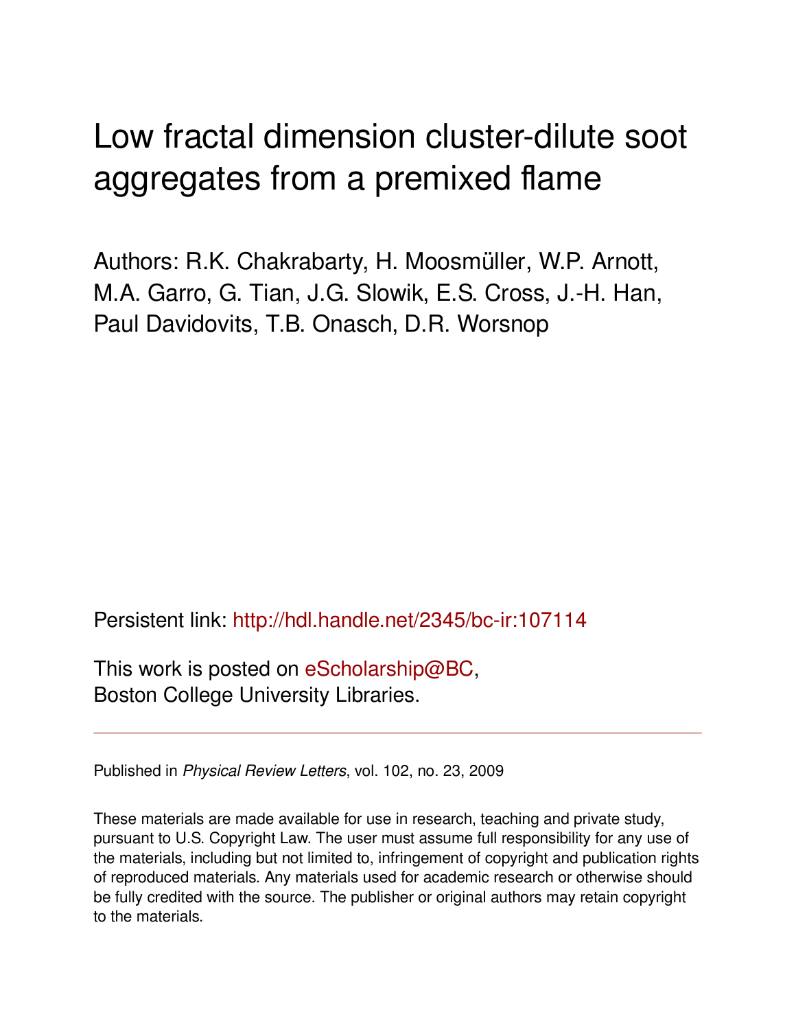# Low fractal dimension cluster-dilute soot aggregates from a premixed flame

Authors: R.K. Chakrabarty, H. Moosmüller, W.P. Arnott, M.A. Garro, G. Tian, J.G. Slowik, E.S. Cross, J.-H. Han, Paul Davidovits, T.B. Onasch, D.R. Worsnop

Persistent link: http://hdl.handle.net/2345/bc-ir:107114

This work is posted on eScholarship@BC, Boston College University Libraries.

---

Published in *Physical Review Letters*, vol. 102, no. 23, 2009

These materials are made available for use in research, teaching and private study, pursuant to U.S. Copyright Law. The user must assume full responsibility for any use of the materials, including but not limited to, infringement of copyright and publication rights of reproduced materials. Any materials used for academic research or otherwise should be fully credited with the source. The publisher or original authors may retain copyright to the materials.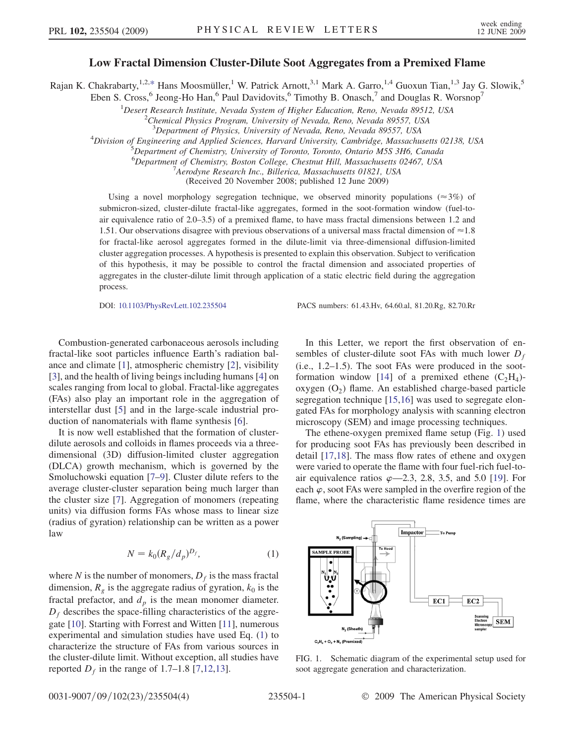# Low Fractal Dimension Cluster-Dilute Soot Aggregates from a Premixed Flame

Rajan K. Chakrabarty,[1,2,*] Hans Moosmüller,[1] W. Patrick Arnott,[3,1] Mark A. Garro,[1,4] Guoxun Tian,[1,3] Jay G. Slowik,[5] Eben S. Cross,[6] Jeong-Ho Han,[6] Paul Davidovits,[6] Timothy B. Onasch,[7] and Douglas R. Worsnop[7]

[1]Desert Research Institute, Nevada System of Higher Education, Reno, Nevada 89512, USA
[2]Chemical Physics Program, University of Nevada, Reno, Nevada 89557, USA
[3]Department of Physics, University of Nevada, Reno, Nevada 89557, USA
[4]Division of Engineering and Applied Sciences, Harvard University, Cambridge, Massachusetts 02138, USA
[5]Department of Chemistry, University of Toronto, Toronto, Ontario M5S 3H6, Canada
[6]Department of Chemistry, Boston College, Chestnut Hill, Massachusetts 02467, USA
[7]Aerodyne Research Inc., Billerica, Massachusetts 01821, USA

(Received 20 November 2008; published 12 June 2009)

Using a novel morphology segregation technique, we observed minority populations ($\approx 3\%$) of submicron-sized, cluster-dilute fractal-like aggregates, formed in the soot-formation window (fuel-to-air equivalence ratio of 2.0–3.5) of a premixed flame, to have mass fractal dimensions between 1.2 and 1.51. Our observations disagree with previous observations of a universal mass fractal dimension of $\approx 1.8$ for fractal-like aerosol aggregates formed in the dilute-limit via three-dimensional diffusion-limited cluster aggregation processes. A hypothesis is presented to explain this observation. Subject to verification of this hypothesis, it may be possible to control the fractal dimension and associated properties of aggregates in the cluster-dilute limit through application of a static electric field during the aggregation process.

DOI: 10.1103/PhysRevLett.102.235504 PACS numbers: 61.43.Hv, 64.60.al, 81.20.Rg, 82.70.Rr

Combustion-generated carbonaceous aerosols including fractal-like soot particles influence Earth's radiation balance and climate [1], atmospheric chemistry [2], visibility [3], and the health of living beings including humans [4] on scales ranging from local to global. Fractal-like aggregates (FAs) also play an important role in the aggregation of interstellar dust [5] and in the large-scale industrial production of nanomaterials with flame synthesis [6].

It is now well established that the formation of cluster-dilute aerosols and colloids in flames proceeds via a three-dimensional (3D) diffusion-limited cluster aggregation (DLCA) growth mechanism, which is governed by the Smoluchowski equation [7–9]. Cluster dilute refers to the average cluster-cluster separation being much larger than the cluster size [7]. Aggregation of monomers (repeating units) via diffusion forms FAs whose mass to linear size (radius of gyration) relationship can be written as a power law

$$N = k_0 (R_g/d_p)^{D_f}, \tag{1}$$

where $N$ is the number of monomers, $D_f$ is the mass fractal dimension, $R_g$ is the aggregate radius of gyration, $k_0$ is the fractal prefactor, and $d_p$ is the mean monomer diameter. $D_f$ describes the space-filling characteristics of the aggregate [10]. Starting with Forrest and Witten [11], numerous experimental and simulation studies have used Eq. (1) to characterize the structure of FAs from various sources in the cluster-dilute limit. Without exception, all studies have reported $D_f$ in the range of 1.7–1.8 [7,12,13].

In this Letter, we report the first observation of ensembles of cluster-dilute soot FAs with much lower $D_f$ (i.e., 1.2–1.5). The soot FAs were produced in the soot-formation window [14] of a premixed ethene ($C_2H_4$)-oxygen ($O_2$) flame. An established charge-based particle segregation technique [15,16] was used to segregate elongated FAs for morphology analysis with scanning electron microscopy (SEM) and image processing techniques.

The ethene-oxygen premixed flame setup (Fig. 1) used for producing soot FAs has previously been described in detail [17,18]. The mass flow rates of ethene and oxygen were varied to operate the flame with four fuel-rich fuel-to-air equivalence ratios $\varphi$—2.3, 2.8, 3.5, and 5.0 [19]. For each $\varphi$, soot FAs were sampled in the overfire region of the flame, where the characteristic flame residence times are

FIG. 1. Schematic diagram of the experimental setup used for soot aggregate generation and characterization.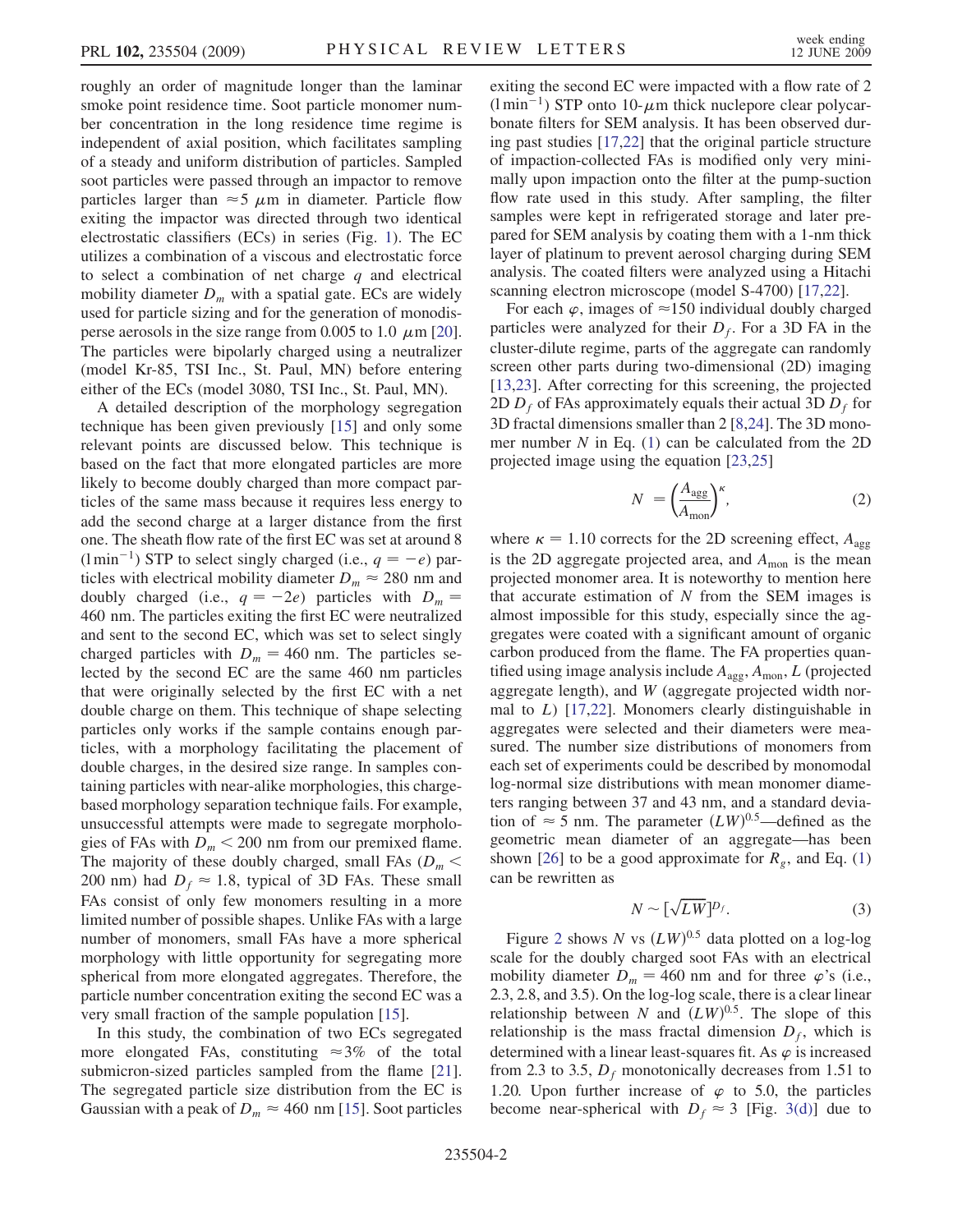roughly an order of magnitude longer than the laminar smoke point residence time. Soot particle monomer number concentration in the long residence time regime is independent of axial position, which facilitates sampling of a steady and uniform distribution of particles. Sampled soot particles were passed through an impactor to remove particles larger than $\approx 5\ \mu$m in diameter. Particle flow exiting the impactor was directed through two identical electrostatic classifiers (ECs) in series (Fig. 1). The EC utilizes a combination of a viscous and electrostatic force to select a combination of net charge $q$ and electrical mobility diameter $D_m$ with a spatial gate. ECs are widely used for particle sizing and for the generation of monodisperse aerosols in the size range from 0.005 to 1.0 $\mu$m [20]. The particles were bipolarly charged using a neutralizer (model Kr-85, TSI Inc., St. Paul, MN) before entering either of the ECs (model 3080, TSI Inc., St. Paul, MN).

A detailed description of the morphology segregation technique has been given previously [15] and only some relevant points are discussed below. This technique is based on the fact that more elongated particles are more likely to become doubly charged than more compact particles of the same mass because it requires less energy to add the second charge at a larger distance from the first one. The sheath flow rate of the first EC was set at around 8 (l min$^{-1}$) STP to select singly charged (i.e., $q = -e$) particles with electrical mobility diameter $D_m \approx 280$ nm and doubly charged (i.e., $q = -2e$) particles with $D_m = 460$ nm. The particles exiting the first EC were neutralized and sent to the second EC, which was set to select singly charged particles with $D_m = 460$ nm. The particles selected by the second EC are the same 460 nm particles that were originally selected by the first EC with a net double charge on them. This technique of shape selecting particles only works if the sample contains enough particles, with a morphology facilitating the placement of double charges, in the desired size range. In samples containing particles with near-alike morphologies, this charge-based morphology separation technique fails. For example, unsuccessful attempts were made to segregate morphologies of FAs with $D_m < 200$ nm from our premixed flame. The majority of these doubly charged, small FAs ($D_m < 200$ nm) had $D_f \approx 1.8$, typical of 3D FAs. These small FAs consist of only few monomers resulting in a more limited number of possible shapes. Unlike FAs with a large number of monomers, small FAs have a more spherical morphology with little opportunity for segregating more spherical from more elongated aggregates. Therefore, the particle number concentration exiting the second EC was a very small fraction of the sample population [15].

In this study, the combination of two ECs segregated more elongated FAs, constituting $\approx 3\%$ of the total submicron-sized particles sampled from the flame [21]. The segregated particle size distribution from the EC is Gaussian with a peak of $D_m \approx 460$ nm [15]. Soot particles exiting the second EC were impacted with a flow rate of 2 (l min$^{-1}$) STP onto 10-$\mu$m thick nuclepore clear polycarbonate filters for SEM analysis. It has been observed during past studies [17,22] that the original particle structure of impaction-collected FAs is modified only very minimally upon impaction onto the filter at the pump-suction flow rate used in this study. After sampling, the filter samples were kept in refrigerated storage and later prepared for SEM analysis by coating them with a 1-nm thick layer of platinum to prevent aerosol charging during SEM analysis. The coated filters were analyzed using a Hitachi scanning electron microscope (model S-4700) [17,22].

For each $\varphi$, images of $\approx 150$ individual doubly charged particles were analyzed for their $D_f$. For a 3D FA in the cluster-dilute regime, parts of the aggregate can randomly screen other parts during two-dimensional (2D) imaging [13,23]. After correcting for this screening, the projected 2D $D_f$ of FAs approximately equals their actual 3D $D_f$ for 3D fractal dimensions smaller than 2 [8,24]. The 3D monomer number $N$ in Eq. (1) can be calculated from the 2D projected image using the equation [23,25]

$$N = \left(\frac{A_{\mathrm{agg}}}{A_{\mathrm{mon}}}\right)^{\kappa}, \tag{2}$$

where $\kappa = 1.10$ corrects for the 2D screening effect, $A_{\mathrm{agg}}$ is the 2D aggregate projected area, and $A_{\mathrm{mon}}$ is the mean projected monomer area. It is noteworthy to mention here that accurate estimation of $N$ from the SEM images is almost impossible for this study, especially since the aggregates were coated with a significant amount of organic carbon produced from the flame. The FA properties quantified using image analysis include $A_{\mathrm{agg}}$, $A_{\mathrm{mon}}$, $L$ (projected aggregate length), and $W$ (aggregate projected width normal to $L$) [17,22]. Monomers clearly distinguishable in aggregates were selected and their diameters were measured. The number size distributions of monomers from each set of experiments could be described by monomodal log-normal size distributions with mean monomer diameters ranging between 37 and 43 nm, and a standard deviation of $\approx 5$ nm. The parameter $(LW)^{0.5}$—defined as the geometric mean diameter of an aggregate—has been shown [26] to be a good approximate for $R_g$, and Eq. (1) can be rewritten as

$$N \sim [\sqrt{LW}]^{D_f}. \tag{3}$$

Figure 2 shows $N$ vs $(LW)^{0.5}$ data plotted on a log-log scale for the doubly charged soot FAs with an electrical mobility diameter $D_m = 460$ nm and for three $\varphi$'s (i.e., 2.3, 2.8, and 3.5). On the log-log scale, there is a clear linear relationship between $N$ and $(LW)^{0.5}$. The slope of this relationship is the mass fractal dimension $D_f$, which is determined with a linear least-squares fit. As $\varphi$ is increased from 2.3 to 3.5, $D_f$ monotonically decreases from 1.51 to 1.20. Upon further increase of $\varphi$ to 5.0, the particles become near-spherical with $D_f \approx 3$ [Fig. 3(d)] due to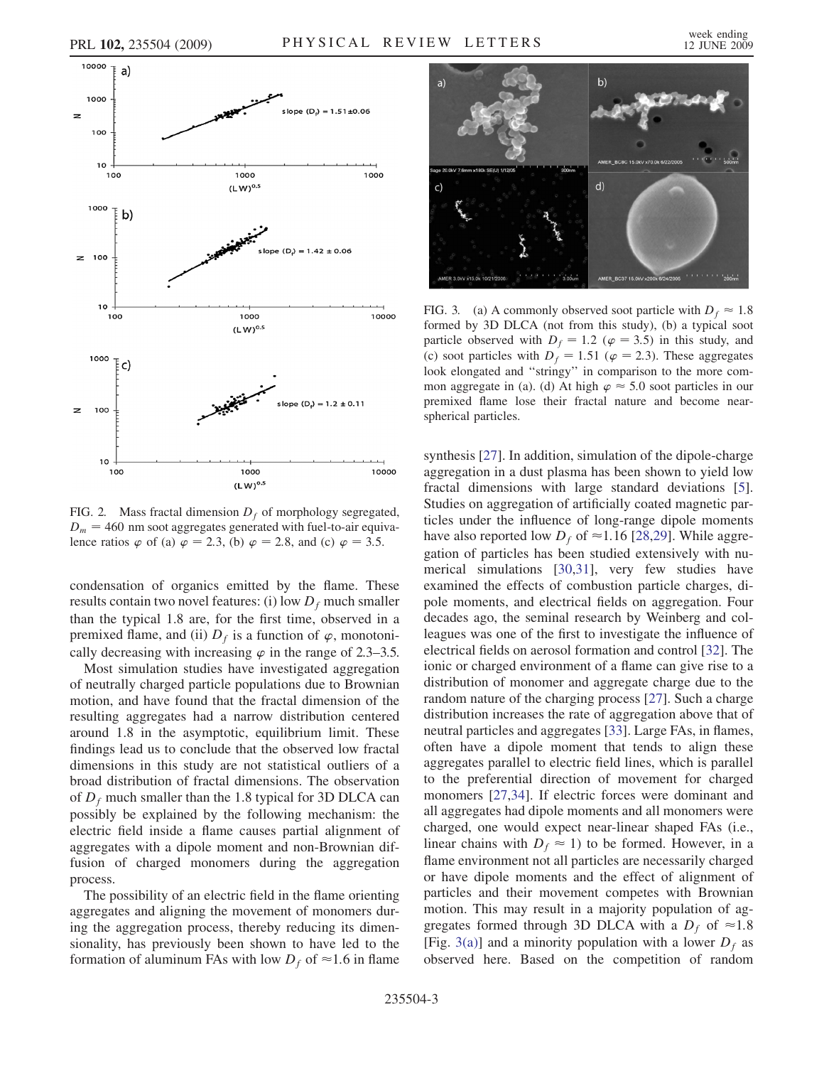FIG. 2. Mass fractal dimension $D_f$ of morphology segregated, $D_m = 460$ nm soot aggregates generated with fuel-to-air equivalence ratios $\varphi$ of (a) $\varphi = 2.3$, (b) $\varphi = 2.8$, and (c) $\varphi = 3.5$.

FIG. 3. (a) A commonly observed soot particle with $D_f \approx 1.8$ formed by 3D DLCA (not from this study), (b) a typical soot particle observed with $D_f = 1.2$ ($\varphi = 3.5$) in this study, and (c) soot particles with $D_f = 1.51$ ($\varphi = 2.3$). These aggregates look elongated and "stringy" in comparison to the more common aggregate in (a). (d) At high $\varphi \approx 5.0$ soot particles in our premixed flame lose their fractal nature and become near-spherical particles.

condensation of organics emitted by the flame. These results contain two novel features: (i) low $D_f$ much smaller than the typical 1.8 are, for the first time, observed in a premixed flame, and (ii) $D_f$ is a function of $\varphi$, monotonically decreasing with increasing $\varphi$ in the range of 2.3–3.5.

Most simulation studies have investigated aggregation of neutrally charged particle populations due to Brownian motion, and have found that the fractal dimension of the resulting aggregates had a narrow distribution centered around 1.8 in the asymptotic, equilibrium limit. These findings lead us to conclude that the observed low fractal dimensions in this study are not statistical outliers of a broad distribution of fractal dimensions. The observation of $D_f$ much smaller than the 1.8 typical for 3D DLCA can possibly be explained by the following mechanism: the electric field inside a flame causes partial alignment of aggregates with a dipole moment and non-Brownian diffusion of charged monomers during the aggregation process.

The possibility of an electric field in the flame orienting aggregates and aligning the movement of monomers during the aggregation process, thereby reducing its dimensionality, has previously been shown to have led to the formation of aluminum FAs with low $D_f$ of $\approx$1.6 in flame synthesis [27]. In addition, simulation of the dipole-charge aggregation in a dust plasma has been shown to yield low fractal dimensions with large standard deviations [5]. Studies on aggregation of artificially coated magnetic particles under the influence of long-range dipole moments have also reported low $D_f$ of $\approx$1.16 [28,29]. While aggregation of particles has been studied extensively with numerical simulations [30,31], very few studies have examined the effects of combustion particle charges, dipole moments, and electrical fields on aggregation. Four decades ago, the seminal research by Weinberg and colleagues was one of the first to investigate the influence of electrical fields on aerosol formation and control [32]. The ionic or charged environment of a flame can give rise to a distribution of monomer and aggregate charge due to the random nature of the charging process [27]. Such a charge distribution increases the rate of aggregation above that of neutral particles and aggregates [33]. Large FAs, in flames, often have a dipole moment that tends to align these aggregates parallel to electric field lines, which is parallel to the preferential direction of movement for charged monomers [27,34]. If electric forces were dominant and all aggregates had dipole moments and all monomers were charged, one would expect near-linear shaped FAs (i.e., linear chains with $D_f \approx 1$) to be formed. However, in a flame environment not all particles are necessarily charged or have dipole moments and the effect of alignment of particles and their movement competes with Brownian motion. This may result in a majority population of aggregates formed through 3D DLCA with a $D_f$ of $\approx$1.8 [Fig. 3(a)] and a minority population with a lower $D_f$ as observed here. Based on the competition of random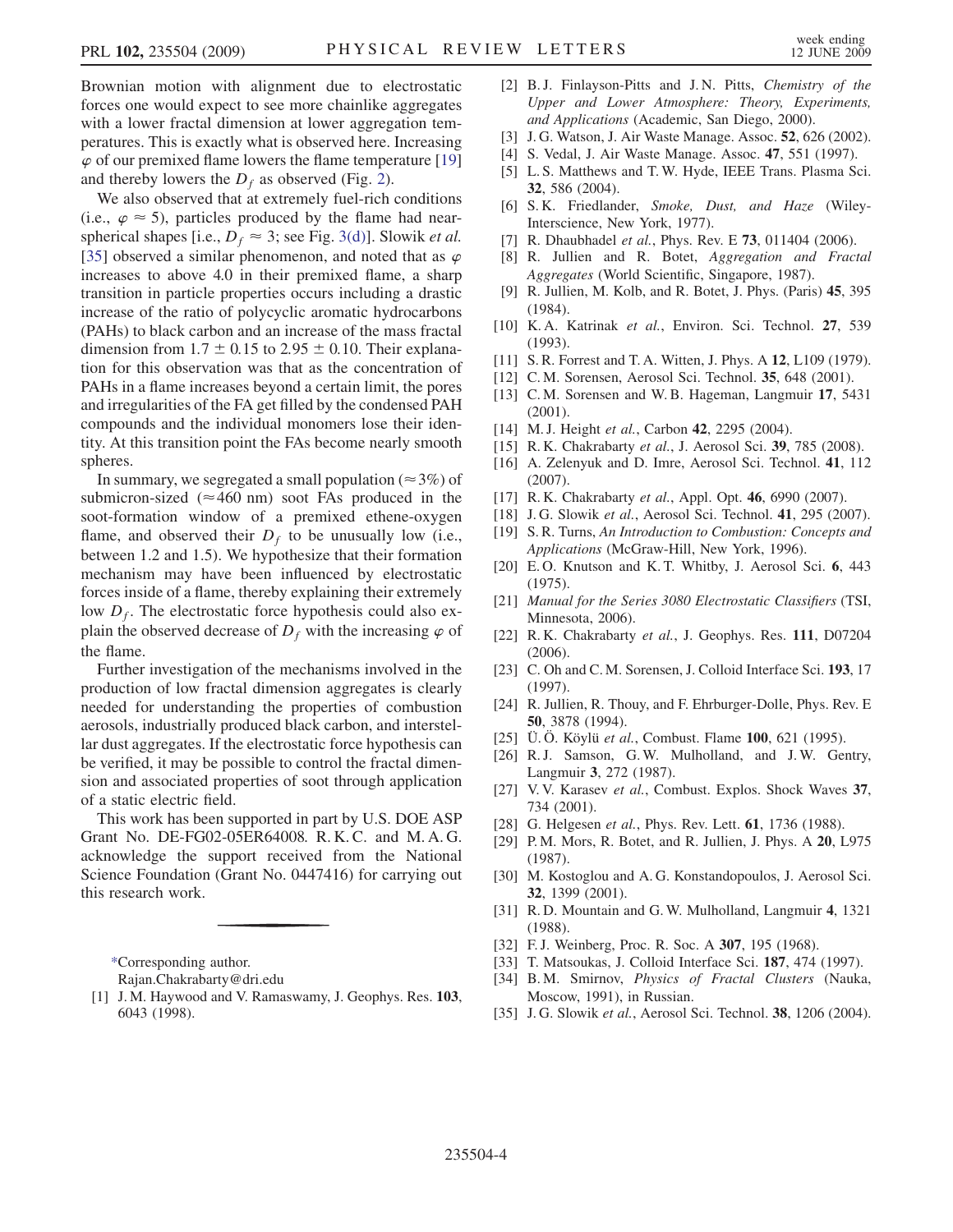Brownian motion with alignment due to electrostatic forces one would expect to see more chainlike aggregates with a lower fractal dimension at lower aggregation temperatures. This is exactly what is observed here. Increasing $\varphi$ of our premixed flame lowers the flame temperature [19] and thereby lowers the $D_f$ as observed (Fig. 2).

We also observed that at extremely fuel-rich conditions (i.e., $\varphi \approx 5$), particles produced by the flame had near-spherical shapes [i.e., $D_f \approx 3$; see Fig. 3(d)]. Slowik *et al.* [35] observed a similar phenomenon, and noted that as $\varphi$ increases to above 4.0 in their premixed flame, a sharp transition in particle properties occurs including a drastic increase of the ratio of polycyclic aromatic hydrocarbons (PAHs) to black carbon and an increase of the mass fractal dimension from $1.7 \pm 0.15$ to $2.95 \pm 0.10$. Their explanation for this observation was that as the concentration of PAHs in a flame increases beyond a certain limit, the pores and irregularities of the FA get filled by the condensed PAH compounds and the individual monomers lose their identity. At this transition point the FAs become nearly smooth spheres.

In summary, we segregated a small population ($\approx 3\%$) of submicron-sized ($\approx 460$ nm) soot FAs produced in the soot-formation window of a premixed ethene-oxygen flame, and observed their $D_f$ to be unusually low (i.e., between 1.2 and 1.5). We hypothesize that their formation mechanism may have been influenced by electrostatic forces inside of a flame, thereby explaining their extremely low $D_f$. The electrostatic force hypothesis could also explain the observed decrease of $D_f$ with the increasing $\varphi$ of the flame.

Further investigation of the mechanisms involved in the production of low fractal dimension aggregates is clearly needed for understanding the properties of combustion aerosols, industrially produced black carbon, and interstellar dust aggregates. If the electrostatic force hypothesis can be verified, it may be possible to control the fractal dimension and associated properties of soot through application of a static electric field.

This work has been supported in part by U.S. DOE ASP Grant No. DE-FG02-05ER64008. R. K. C. and M. A. G. acknowledge the support received from the National Science Foundation (Grant No. 0447416) for carrying out this research work.

---

*Corresponding author.
Rajan.Chakrabarty@dri.edu

[1] J. M. Haywood and V. Ramaswamy, J. Geophys. Res. **103**, 6043 (1998).

[2] B. J. Finlayson-Pitts and J. N. Pitts, *Chemistry of the Upper and Lower Atmosphere: Theory, Experiments, and Applications* (Academic, San Diego, 2000).

[3] J. G. Watson, J. Air Waste Manage. Assoc. **52**, 626 (2002).

[4] S. Vedal, J. Air Waste Manage. Assoc. **47**, 551 (1997).

[5] L. S. Matthews and T. W. Hyde, IEEE Trans. Plasma Sci. **32**, 586 (2004).

[6] S. K. Friedlander, *Smoke, Dust, and Haze* (Wiley-Interscience, New York, 1977).

[7] R. Dhaubhadel *et al.*, Phys. Rev. E **73**, 011404 (2006).

[8] R. Jullien and R. Botet, *Aggregation and Fractal Aggregates* (World Scientific, Singapore, 1987).

[9] R. Jullien, M. Kolb, and R. Botet, J. Phys. (Paris) **45**, 395 (1984).

[10] K. A. Katrinak *et al.*, Environ. Sci. Technol. **27**, 539 (1993).

[11] S. R. Forrest and T. A. Witten, J. Phys. A **12**, L109 (1979).

[12] C. M. Sorensen, Aerosol Sci. Technol. **35**, 648 (2001).

[13] C. M. Sorensen and W. B. Hageman, Langmuir **17**, 5431 (2001).

[14] M. J. Height *et al.*, Carbon **42**, 2295 (2004).

[15] R. K. Chakrabarty *et al.*, J. Aerosol Sci. **39**, 785 (2008).

[16] A. Zelenyuk and D. Imre, Aerosol Sci. Technol. **41**, 112 (2007).

[17] R. K. Chakrabarty *et al.*, Appl. Opt. **46**, 6990 (2007).

[18] J. G. Slowik *et al.*, Aerosol Sci. Technol. **41**, 295 (2007).

[19] S. R. Turns, *An Introduction to Combustion: Concepts and Applications* (McGraw-Hill, New York, 1996).

[20] E. O. Knutson and K. T. Whitby, J. Aerosol Sci. **6**, 443 (1975).

[21] *Manual for the Series 3080 Electrostatic Classifiers* (TSI, Minnesota, 2006).

[22] R. K. Chakrabarty *et al.*, J. Geophys. Res. **111**, D07204 (2006).

[23] C. Oh and C. M. Sorensen, J. Colloid Interface Sci. **193**, 17 (1997).

[24] R. Jullien, R. Thouy, and F. Ehrburger-Dolle, Phys. Rev. E **50**, 3878 (1994).

[25] Ü. Ö. Köylü *et al.*, Combust. Flame **100**, 621 (1995).

[26] R. J. Samson, G. W. Mulholland, and J. W. Gentry, Langmuir **3**, 272 (1987).

[27] V. V. Karasev *et al.*, Combust. Explos. Shock Waves **37**, 734 (2001).

[28] G. Helgesen *et al.*, Phys. Rev. Lett. **61**, 1736 (1988).

[29] P. M. Mors, R. Botet, and R. Jullien, J. Phys. A **20**, L975 (1987).

[30] M. Kostoglou and A. G. Konstandopoulos, J. Aerosol Sci. **32**, 1399 (2001).

[31] R. D. Mountain and G. W. Mulholland, Langmuir **4**, 1321 (1988).

[32] F. J. Weinberg, Proc. R. Soc. A **307**, 195 (1968).

[33] T. Matsoukas, J. Colloid Interface Sci. **187**, 474 (1997).

[34] B. M. Smirnov, *Physics of Fractal Clusters* (Nauka, Moscow, 1991), in Russian.

[35] J. G. Slowik *et al.*, Aerosol Sci. Technol. **38**, 1206 (2004).